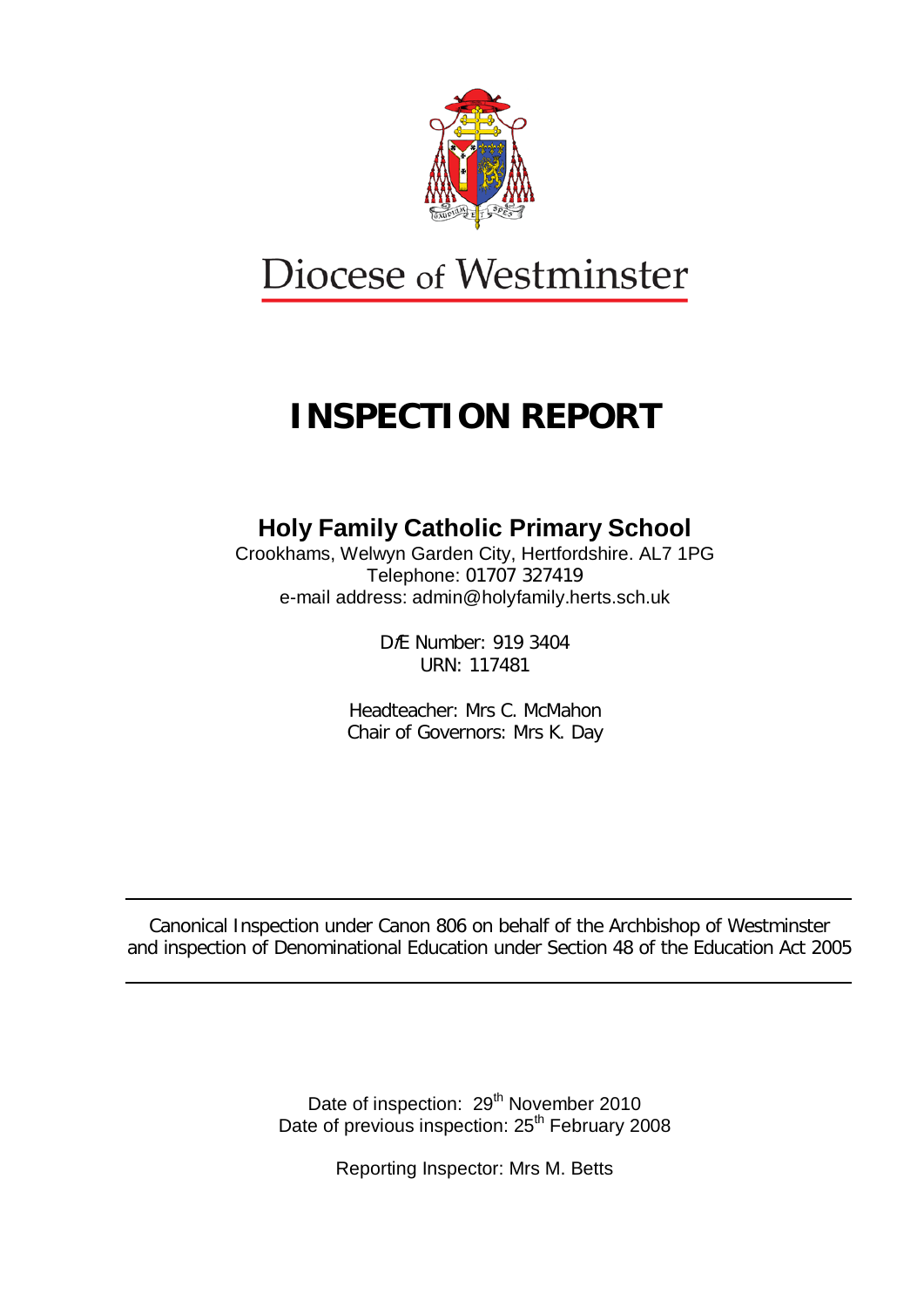Diocese of Westminster

# INSPECTION REPORT

## Holy Family Catholic Primary School

Crookhams, Welwyn Garden City, Hertfordshire. AL7 1PG
Telephone: 01707 327419
e-mail address: admin@holyfamily.herts.sch.uk

DfE Number: 919 3404
URN: 117481

Headteacher: Mrs C. McMahon
Chair of Governors: Mrs K. Day

---

Canonical Inspection under Canon 806 on behalf of the Archbishop of Westminster and inspection of Denominational Education under Section 48 of the Education Act 2005

---

Date of inspection: 29th November 2010
Date of previous inspection: 25th February 2008

Reporting Inspector: Mrs M. Betts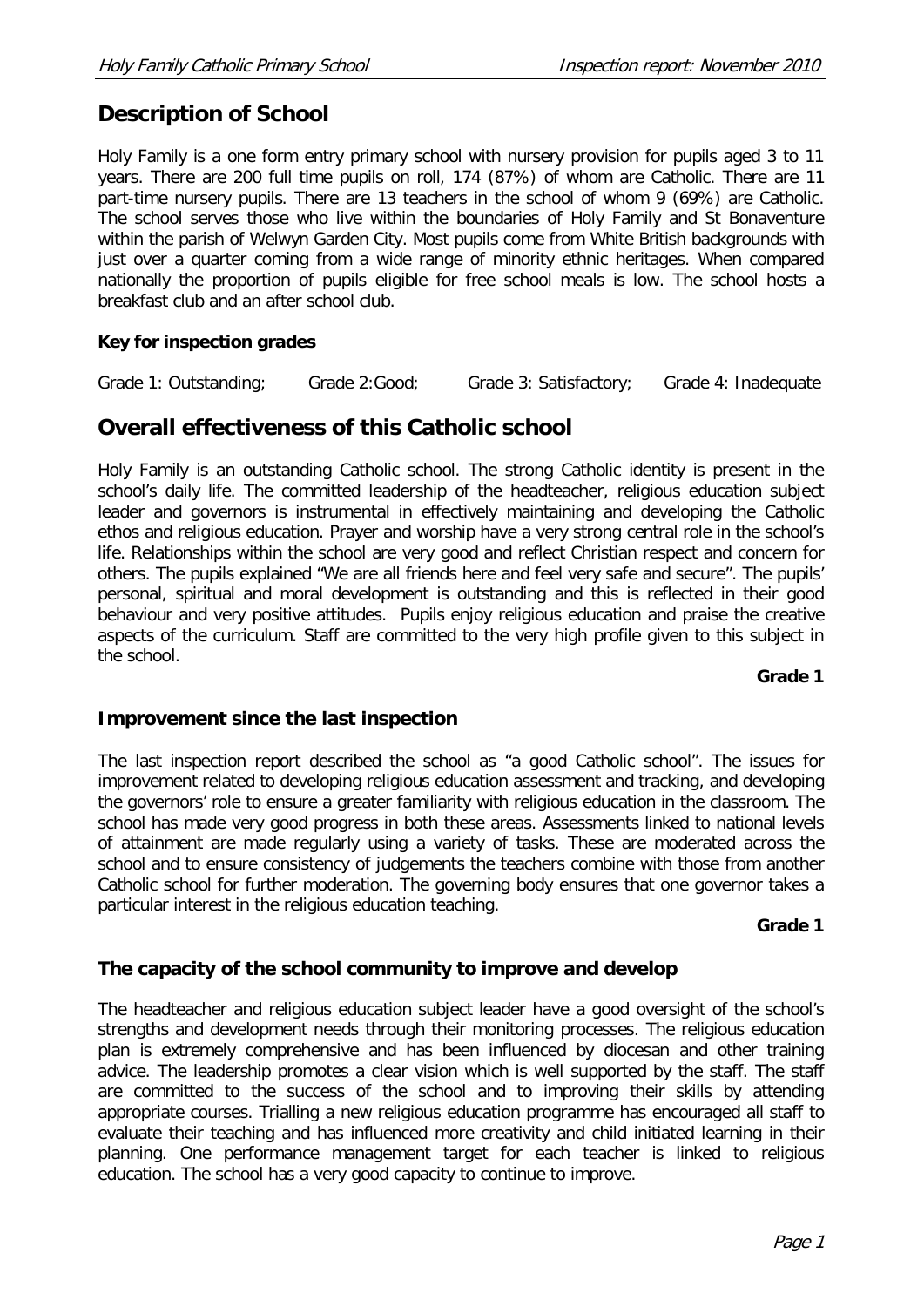## Description of School

Holy Family is a one form entry primary school with nursery provision for pupils aged 3 to 11 years. There are 200 full time pupils on roll, 174 (87%) of whom are Catholic. There are 11 part-time nursery pupils. There are 13 teachers in the school of whom 9 (69%) are Catholic. The school serves those who live within the boundaries of Holy Family and St Bonaventure within the parish of Welwyn Garden City. Most pupils come from White British backgrounds with just over a quarter coming from a wide range of minority ethnic heritages. When compared nationally the proportion of pupils eligible for free school meals is low. The school hosts a breakfast club and an after school club.

**Key for inspection grades**

Grade 1: Outstanding; Grade 2: Good; Grade 3: Satisfactory; Grade 4: Inadequate

## Overall effectiveness of this Catholic school

Holy Family is an outstanding Catholic school. The strong Catholic identity is present in the school's daily life. The committed leadership of the headteacher, religious education subject leader and governors is instrumental in effectively maintaining and developing the Catholic ethos and religious education. Prayer and worship have a very strong central role in the school's life. Relationships within the school are very good and reflect Christian respect and concern for others. The pupils explained "We are all friends here and feel very safe and secure". The pupils' personal, spiritual and moral development is outstanding and this is reflected in their good behaviour and very positive attitudes. Pupils enjoy religious education and praise the creative aspects of the curriculum. Staff are committed to the very high profile given to this subject in the school.

**Grade 1**

### Improvement since the last inspection

The last inspection report described the school as "a good Catholic school". The issues for improvement related to developing religious education assessment and tracking, and developing the governors' role to ensure a greater familiarity with religious education in the classroom. The school has made very good progress in both these areas. Assessments linked to national levels of attainment are made regularly using a variety of tasks. These are moderated across the school and to ensure consistency of judgements the teachers combine with those from another Catholic school for further moderation. The governing body ensures that one governor takes a particular interest in the religious education teaching.

**Grade 1**

### The capacity of the school community to improve and develop

The headteacher and religious education subject leader have a good oversight of the school's strengths and development needs through their monitoring processes. The religious education plan is extremely comprehensive and has been influenced by diocesan and other training advice. The leadership promotes a clear vision which is well supported by the staff. The staff are committed to the success of the school and to improving their skills by attending appropriate courses. Trialling a new religious education programme has encouraged all staff to evaluate their teaching and has influenced more creativity and child initiated learning in their planning. One performance management target for each teacher is linked to religious education. The school has a very good capacity to continue to improve.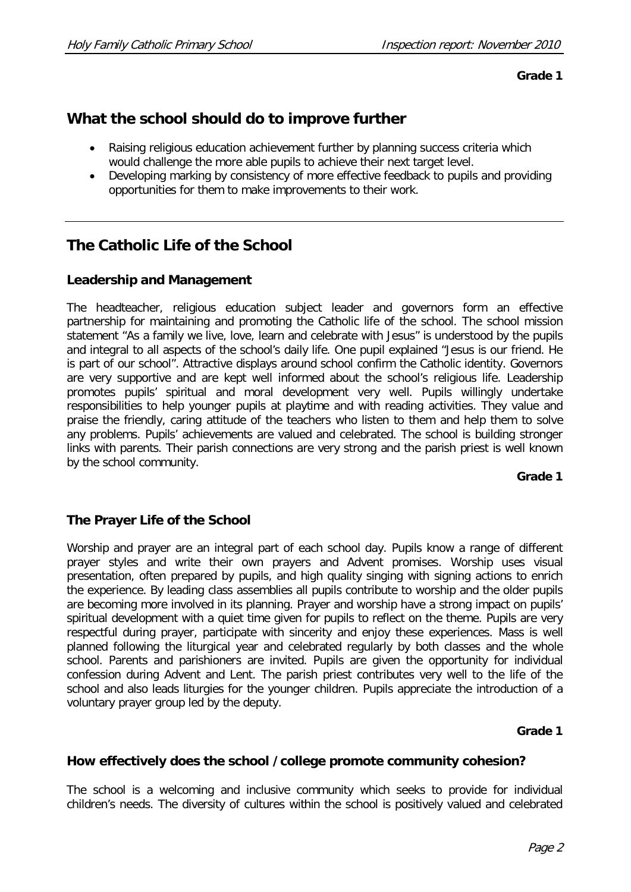**Grade 1**

## What the school should do to improve further

- Raising religious education achievement further by planning success criteria which would challenge the more able pupils to achieve their next target level.
- Developing marking by consistency of more effective feedback to pupils and providing opportunities for them to make improvements to their work.

## The Catholic Life of the School

### Leadership and Management

The headteacher, religious education subject leader and governors form an effective partnership for maintaining and promoting the Catholic life of the school. The school mission statement "As a family we live, love, learn and celebrate with Jesus" is understood by the pupils and integral to all aspects of the school's daily life. One pupil explained "Jesus is our friend. He is part of our school". Attractive displays around school confirm the Catholic identity. Governors are very supportive and are kept well informed about the school's religious life. Leadership promotes pupils' spiritual and moral development very well. Pupils willingly undertake responsibilities to help younger pupils at playtime and with reading activities. They value and praise the friendly, caring attitude of the teachers who listen to them and help them to solve any problems. Pupils' achievements are valued and celebrated. The school is building stronger links with parents. Their parish connections are very strong and the parish priest is well known by the school community.

**Grade 1**

### The Prayer Life of the School

Worship and prayer are an integral part of each school day. Pupils know a range of different prayer styles and write their own prayers and Advent promises. Worship uses visual presentation, often prepared by pupils, and high quality singing with signing actions to enrich the experience. By leading class assemblies all pupils contribute to worship and the older pupils are becoming more involved in its planning. Prayer and worship have a strong impact on pupils' spiritual development with a quiet time given for pupils to reflect on the theme. Pupils are very respectful during prayer, participate with sincerity and enjoy these experiences. Mass is well planned following the liturgical year and celebrated regularly by both classes and the whole school. Parents and parishioners are invited. Pupils are given the opportunity for individual confession during Advent and Lent. The parish priest contributes very well to the life of the school and also leads liturgies for the younger children. Pupils appreciate the introduction of a voluntary prayer group led by the deputy.

**Grade 1**

### How effectively does the school / college promote community cohesion?

The school is a welcoming and inclusive community which seeks to provide for individual children's needs. The diversity of cultures within the school is positively valued and celebrated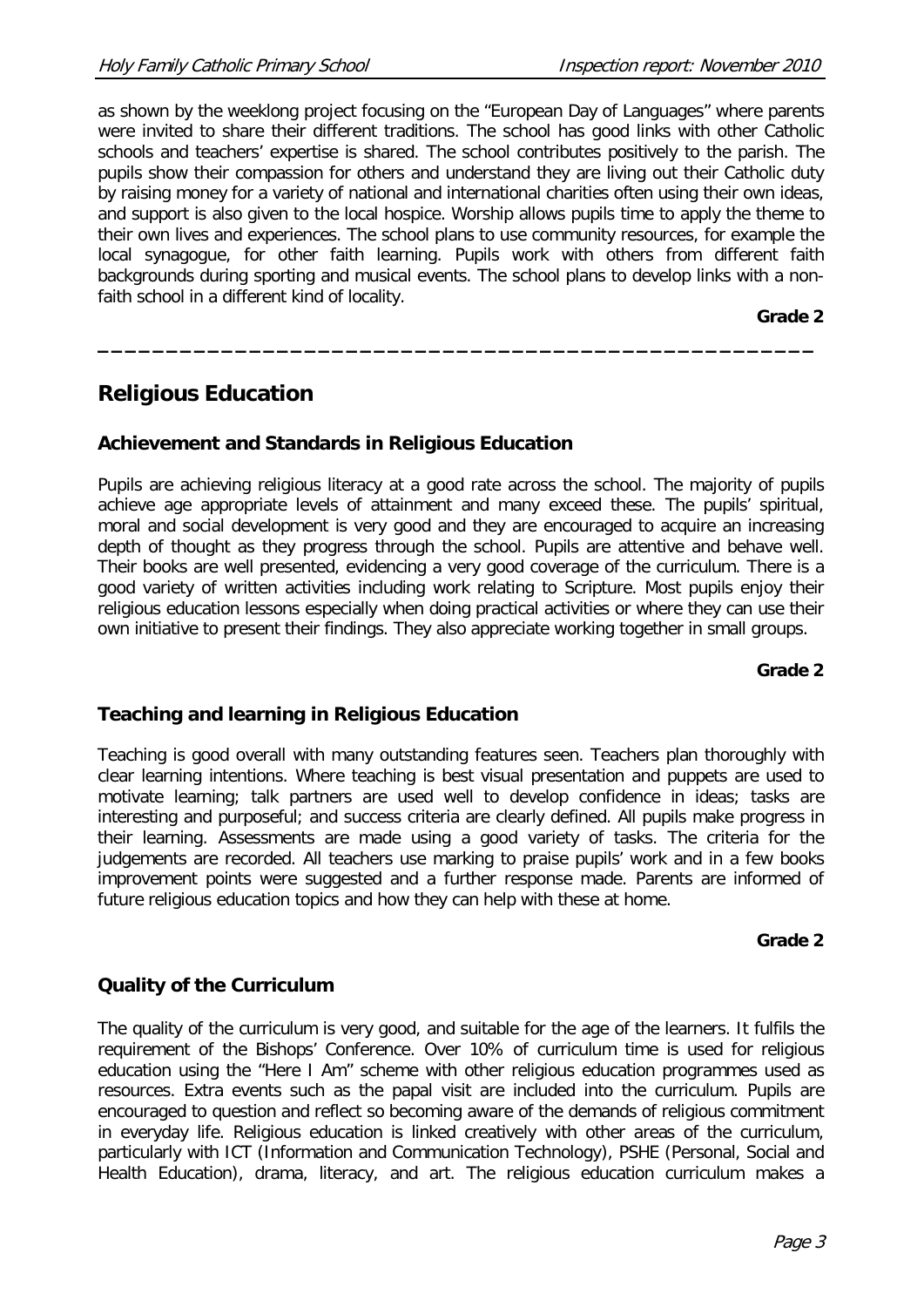as shown by the weeklong project focusing on the "European Day of Languages" where parents were invited to share their different traditions. The school has good links with other Catholic schools and teachers' expertise is shared. The school contributes positively to the parish. The pupils show their compassion for others and understand they are living out their Catholic duty by raising money for a variety of national and international charities often using their own ideas, and support is also given to the local hospice. Worship allows pupils time to apply the theme to their own lives and experiences. The school plans to use community resources, for example the local synagogue, for other faith learning. Pupils work with others from different faith backgrounds during sporting and musical events. The school plans to develop links with a non-faith school in a different kind of locality.

**Grade 2**

---

## Religious Education

### Achievement and Standards in Religious Education

Pupils are achieving religious literacy at a good rate across the school. The majority of pupils achieve age appropriate levels of attainment and many exceed these. The pupils' spiritual, moral and social development is very good and they are encouraged to acquire an increasing depth of thought as they progress through the school. Pupils are attentive and behave well. Their books are well presented, evidencing a very good coverage of the curriculum. There is a good variety of written activities including work relating to Scripture. Most pupils enjoy their religious education lessons especially when doing practical activities or where they can use their own initiative to present their findings. They also appreciate working together in small groups.

**Grade 2**

### Teaching and learning in Religious Education

Teaching is good overall with many outstanding features seen. Teachers plan thoroughly with clear learning intentions. Where teaching is best visual presentation and puppets are used to motivate learning; talk partners are used well to develop confidence in ideas; tasks are interesting and purposeful; and success criteria are clearly defined. All pupils make progress in their learning. Assessments are made using a good variety of tasks. The criteria for the judgements are recorded. All teachers use marking to praise pupils' work and in a few books improvement points were suggested and a further response made. Parents are informed of future religious education topics and how they can help with these at home.

**Grade 2**

### Quality of the Curriculum

The quality of the curriculum is very good, and suitable for the age of the learners. It fulfils the requirement of the Bishops' Conference. Over 10% of curriculum time is used for religious education using the "Here I Am" scheme with other religious education programmes used as resources. Extra events such as the papal visit are included into the curriculum. Pupils are encouraged to question and reflect so becoming aware of the demands of religious commitment in everyday life. Religious education is linked creatively with other areas of the curriculum, particularly with ICT (Information and Communication Technology), PSHE (Personal, Social and Health Education), drama, literacy, and art. The religious education curriculum makes a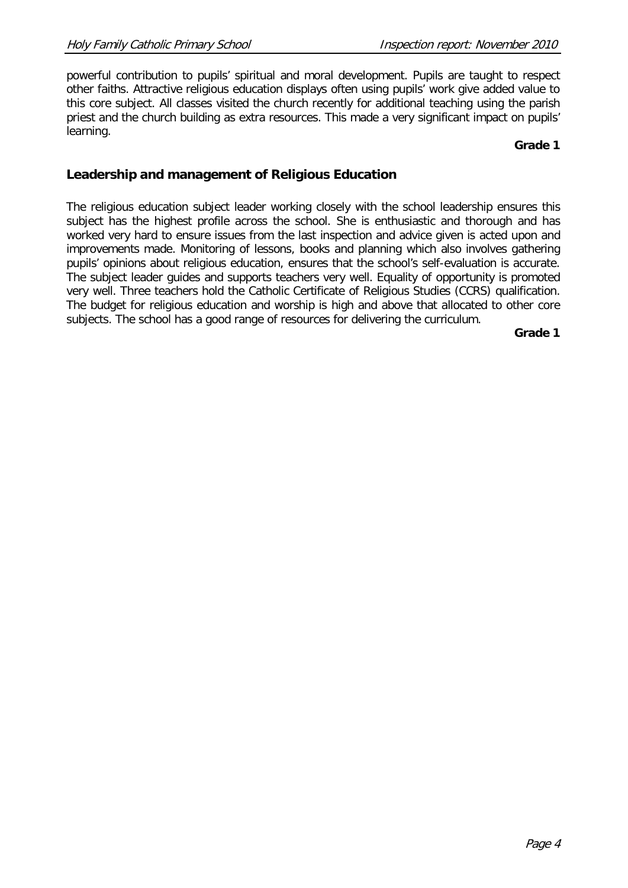powerful contribution to pupils' spiritual and moral development. Pupils are taught to respect other faiths. Attractive religious education displays often using pupils' work give added value to this core subject. All classes visited the church recently for additional teaching using the parish priest and the church building as extra resources. This made a very significant impact on pupils' learning.

**Grade 1**

## Leadership and management of Religious Education

The religious education subject leader working closely with the school leadership ensures this subject has the highest profile across the school. She is enthusiastic and thorough and has worked very hard to ensure issues from the last inspection and advice given is acted upon and improvements made. Monitoring of lessons, books and planning which also involves gathering pupils' opinions about religious education, ensures that the school's self-evaluation is accurate. The subject leader guides and supports teachers very well. Equality of opportunity is promoted very well. Three teachers hold the Catholic Certificate of Religious Studies (CCRS) qualification. The budget for religious education and worship is high and above that allocated to other core subjects. The school has a good range of resources for delivering the curriculum.

**Grade 1**